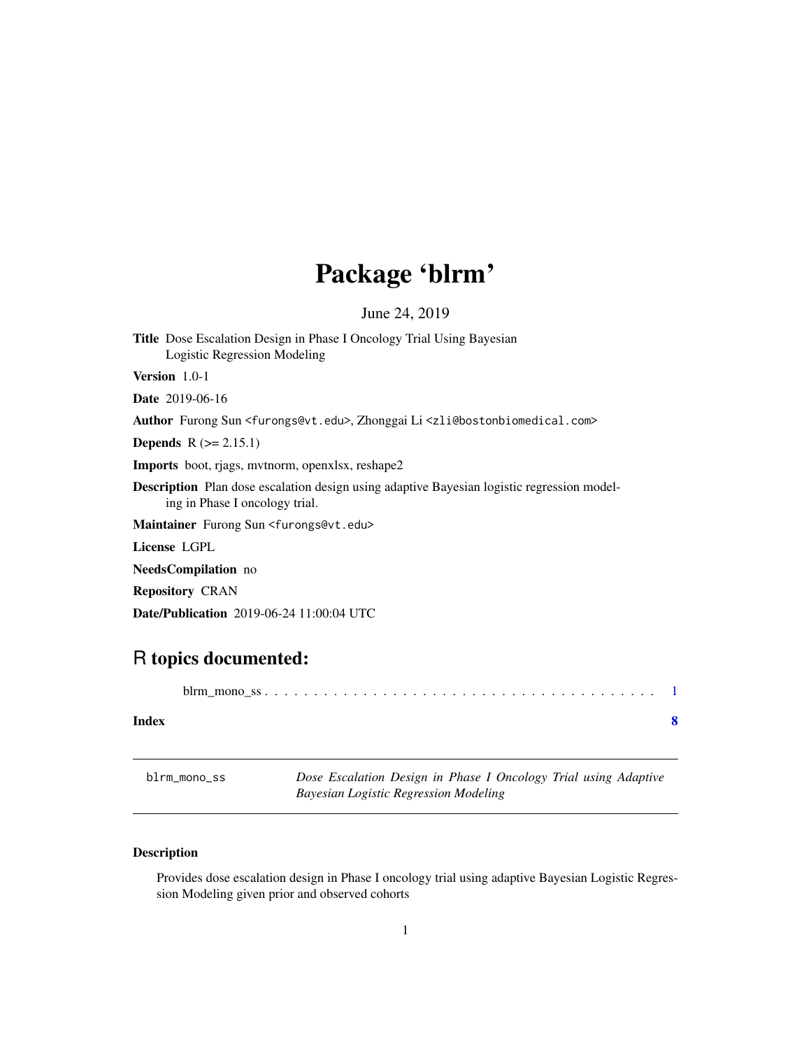# Package 'blrm'

June 24, 2019

**Title** Dose Escalation Design in Phase I Oncology Trial Using Bayesian Logistic Regression Modeling

**Version** 1.0-1

**Date** 2019-06-16

**Author** Furong Sun <furongs@vt.edu>, Zhonggai Li <zli@bostonbiomedical.com>

**Depends** R (>= 2.15.1)

**Imports** boot, rjags, mvtnorm, openxlsx, reshape2

**Description** Plan dose escalation design using adaptive Bayesian logistic regression modeling in Phase I oncology trial.

**Maintainer** Furong Sun <furongs@vt.edu>

**License** LGPL

**NeedsCompilation** no

**Repository** CRAN

**Date/Publication** 2019-06-24 11:00:04 UTC

## R topics documented:

blrm_mono_ss . . . . . . . . . . . . . . . . . . . . . . . . . . . . . . . . . . . . . . . . 1

**Index** **8**

---

`blrm_mono_ss` *Dose Escalation Design in Phase I Oncology Trial using Adaptive Bayesian Logistic Regression Modeling*

---

### Description

Provides dose escalation design in Phase I oncology trial using adaptive Bayesian Logistic Regression Modeling given prior and observed cohorts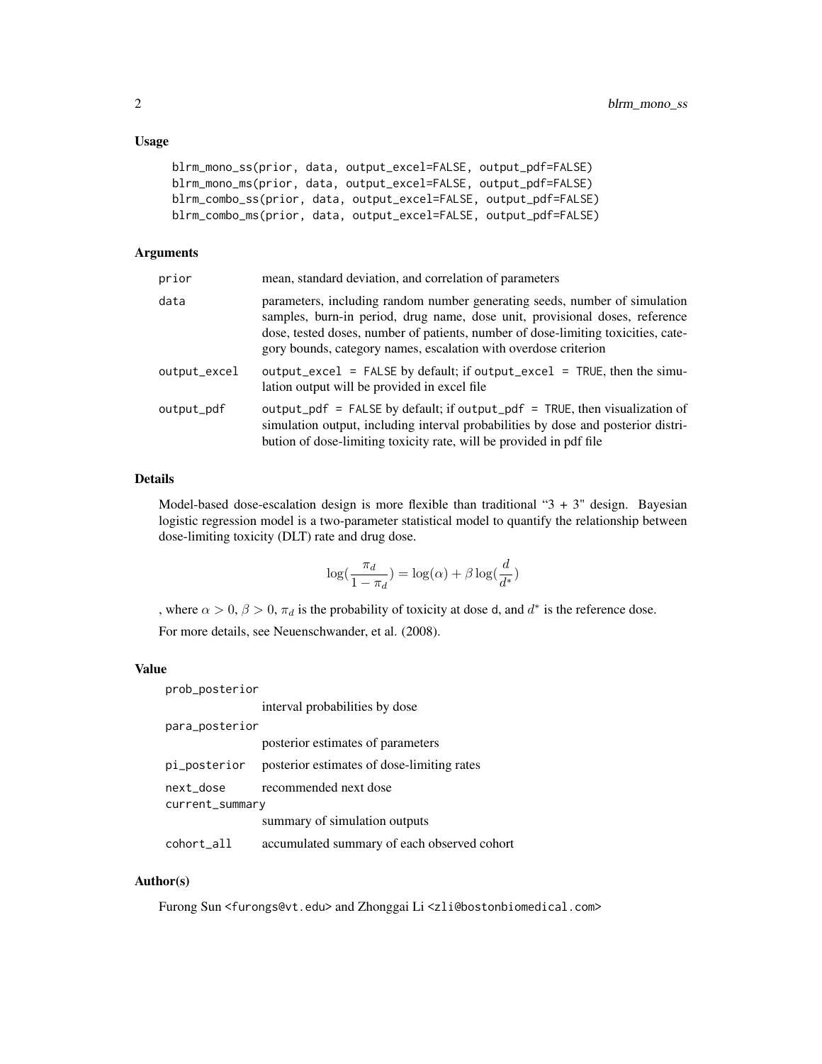### Usage

```
blrm_mono_ss(prior, data, output_excel=FALSE, output_pdf=FALSE)
blrm_mono_ms(prior, data, output_excel=FALSE, output_pdf=FALSE)
blrm_combo_ss(prior, data, output_excel=FALSE, output_pdf=FALSE)
blrm_combo_ms(prior, data, output_excel=FALSE, output_pdf=FALSE)
```

### Arguments

| | |
|---|---|
| `prior` | mean, standard deviation, and correlation of parameters |
| `data` | parameters, including random number generating seeds, number of simulation samples, burn-in period, drug name, dose unit, provisional doses, reference dose, tested doses, number of patients, number of dose-limiting toxicities, category bounds, category names, escalation with overdose criterion |
| `output_excel` | `output_excel = FALSE` by default; if `output_excel = TRUE`, then the simulation output will be provided in excel file |
| `output_pdf` | `output_pdf = FALSE` by default; if `output_pdf = TRUE`, then visualization of simulation output, including interval probabilities by dose and posterior distribution of dose-limiting toxicity rate, will be provided in pdf file |

### Details

Model-based dose-escalation design is more flexible than traditional "3 + 3" design. Bayesian logistic regression model is a two-parameter statistical model to quantify the relationship between dose-limiting toxicity (DLT) rate and drug dose.

$$\log(\frac{\pi_d}{1-\pi_d}) = \log(\alpha) + \beta \log(\frac{d}{d^*})$$

, where $\alpha > 0$, $\beta > 0$, $\pi_d$ is the probability of toxicity at dose d, and $d^*$ is the reference dose.

For more details, see Neuenschwander, et al. (2008).

### Value

| | |
|---|---|
| `prob_posterior` | interval probabilities by dose |
| `para_posterior` | posterior estimates of parameters |
| `pi_posterior` | posterior estimates of dose-limiting rates |
| `next_dose` | recommended next dose |
| `current_summary` | summary of simulation outputs |
| `cohort_all` | accumulated summary of each observed cohort |

### Author(s)

Furong Sun <furongs@vt.edu> and Zhonggai Li <zli@bostonbiomedical.com>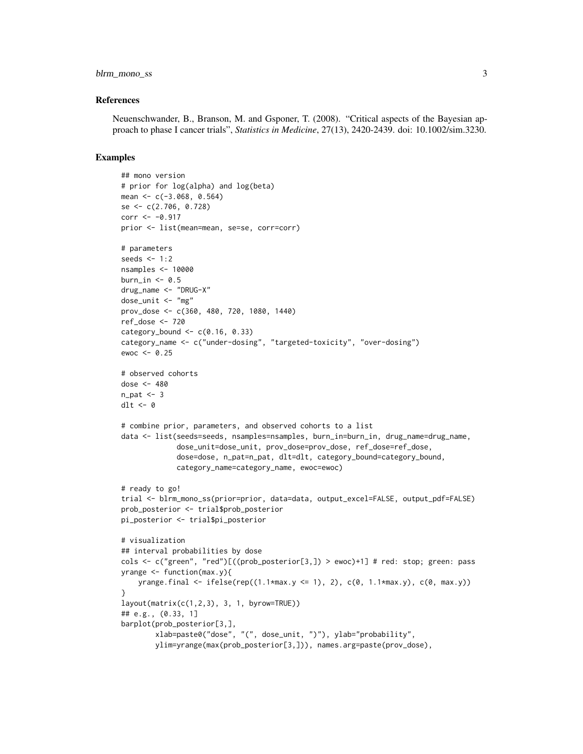## References

Neuenschwander, B., Branson, M. and Gsponer, T. (2008). “Critical aspects of the Bayesian approach to phase I cancer trials”, *Statistics in Medicine*, 27(13), 2420-2439. doi: 10.1002/sim.3230.

## Examples

```
## mono version
# prior for log(alpha) and log(beta)
mean <- c(-3.068, 0.564)
se <- c(2.706, 0.728)
corr <- -0.917
prior <- list(mean=mean, se=se, corr=corr)

# parameters
seeds <- 1:2
nsamples <- 10000
burn_in <- 0.5
drug_name <- "DRUG-X"
dose_unit <- "mg"
prov_dose <- c(360, 480, 720, 1080, 1440)
ref_dose <- 720
category_bound <- c(0.16, 0.33)
category_name <- c("under-dosing", "targeted-toxicity", "over-dosing")
ewoc <- 0.25

# observed cohorts
dose <- 480
n_pat <- 3
dlt <- 0

# combine prior, parameters, and observed cohorts to a list
data <- list(seeds=seeds, nsamples=nsamples, burn_in=burn_in, drug_name=drug_name,
             dose_unit=dose_unit, prov_dose=prov_dose, ref_dose=ref_dose,
             dose=dose, n_pat=n_pat, dlt=dlt, category_bound=category_bound,
             category_name=category_name, ewoc=ewoc)

# ready to go!
trial <- blrm_mono_ss(prior=prior, data=data, output_excel=FALSE, output_pdf=FALSE)
prob_posterior <- trial$prob_posterior
pi_posterior <- trial$pi_posterior

# visualization
## interval probabilities by dose
cols <- c("green", "red")[((prob_posterior[3,]) > ewoc)+1] # red: stop; green: pass
yrange <- function(max.y){
    yrange.final <- ifelse(rep((1.1*max.y <= 1), 2), c(0, 1.1*max.y), c(0, max.y))
}
layout(matrix(c(1,2,3), 3, 1, byrow=TRUE))
## e.g., (0.33, 1]
barplot(prob_posterior[3,],
        xlab=paste0("dose", "(", dose_unit, ")"), ylab="probability",
        ylim=yrange(max(prob_posterior[3,])), names.arg=paste(prov_dose),
```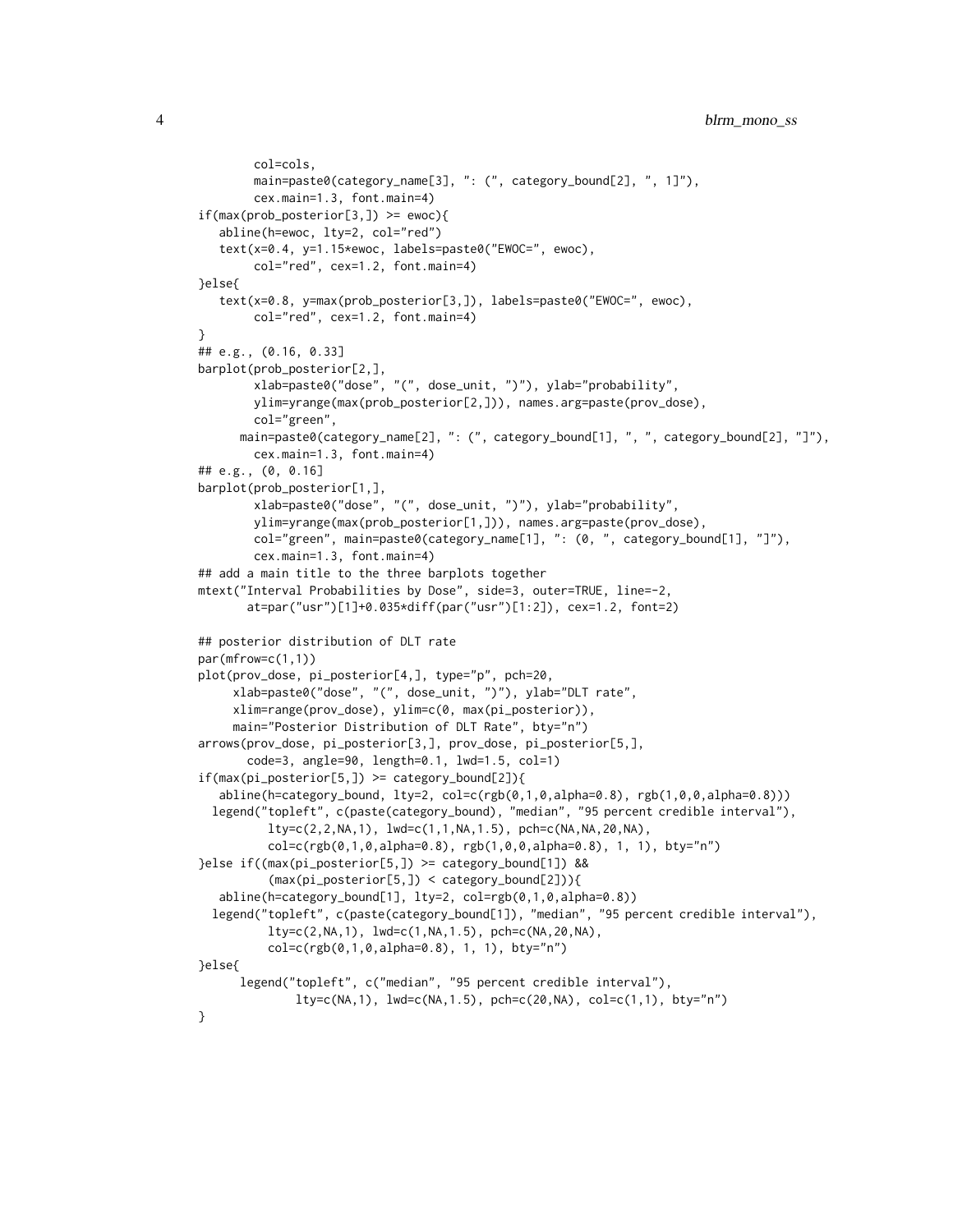```
        col=cols,
        main=paste0(category_name[3], ": (", category_bound[2], ", 1]"),
        cex.main=1.3, font.main=4)
if(max(prob_posterior[3,]) >= ewoc){
   abline(h=ewoc, lty=2, col="red")
   text(x=0.4, y=1.15*ewoc, labels=paste0("EWOC=", ewoc),
        col="red", cex=1.2, font.main=4)
}else{
   text(x=0.8, y=max(prob_posterior[3,]), labels=paste0("EWOC=", ewoc),
        col="red", cex=1.2, font.main=4)
}
## e.g., (0.16, 0.33]
barplot(prob_posterior[2,],
        xlab=paste0("dose", "(", dose_unit, ")"), ylab="probability",
        ylim=yrange(max(prob_posterior[2,])), names.arg=paste(prov_dose),
        col="green",
      main=paste0(category_name[2], ": (", category_bound[1], ", ", category_bound[2], "]"),
        cex.main=1.3, font.main=4)
## e.g., (0, 0.16]
barplot(prob_posterior[1,],
        xlab=paste0("dose", "(", dose_unit, ")"), ylab="probability",
        ylim=yrange(max(prob_posterior[1,])), names.arg=paste(prov_dose),
        col="green", main=paste0(category_name[1], ": (0, ", category_bound[1], "]"),
        cex.main=1.3, font.main=4)
## add a main title to the three barplots together
mtext("Interval Probabilities by Dose", side=3, outer=TRUE, line=-2,
       at=par("usr")[1]+0.035*diff(par("usr")[1:2]), cex=1.2, font=2)

## posterior distribution of DLT rate
par(mfrow=c(1,1))
plot(prov_dose, pi_posterior[4,], type="p", pch=20,
     xlab=paste0("dose", "(", dose_unit, ")"), ylab="DLT rate",
     xlim=range(prov_dose), ylim=c(0, max(pi_posterior)),
     main="Posterior Distribution of DLT Rate", bty="n")
arrows(prov_dose, pi_posterior[3,], prov_dose, pi_posterior[5,],
       code=3, angle=90, length=0.1, lwd=1.5, col=1)
if(max(pi_posterior[5,]) >= category_bound[2]){
   abline(h=category_bound, lty=2, col=c(rgb(0,1,0,alpha=0.8), rgb(1,0,0,alpha=0.8)))
  legend("topleft", c(paste(category_bound), "median", "95 percent credible interval"),
          lty=c(2,2,NA,1), lwd=c(1,1,NA,1.5), pch=c(NA,NA,20,NA),
          col=c(rgb(0,1,0,alpha=0.8), rgb(1,0,0,alpha=0.8), 1, 1), bty="n")
}else if((max(pi_posterior[5,]) >= category_bound[1]) &&
          (max(pi_posterior[5,]) < category_bound[2])){
   abline(h=category_bound[1], lty=2, col=rgb(0,1,0,alpha=0.8))
  legend("topleft", c(paste(category_bound[1]), "median", "95 percent credible interval"),
          lty=c(2,NA,1), lwd=c(1,NA,1.5), pch=c(NA,20,NA),
          col=c(rgb(0,1,0,alpha=0.8), 1, 1), bty="n")
}else{
      legend("topleft", c("median", "95 percent credible interval"),
              lty=c(NA,1), lwd=c(NA,1.5), pch=c(20,NA), col=c(1,1), bty="n")
}
```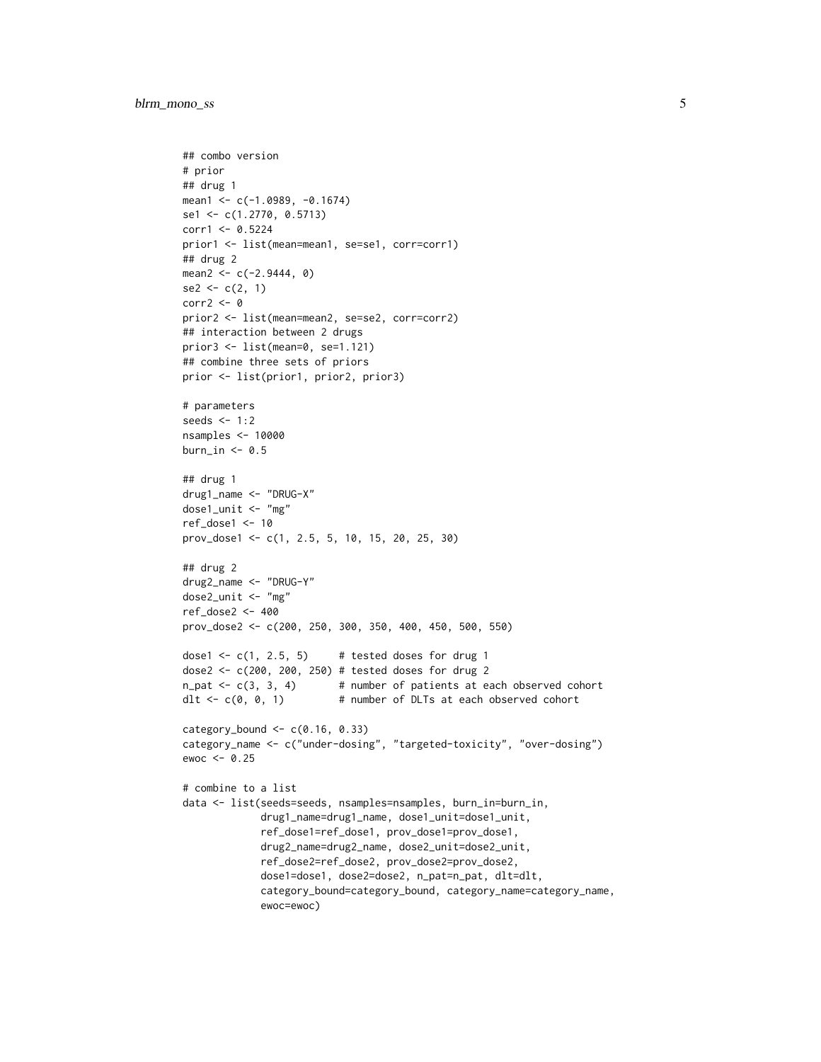```
## combo version
# prior
## drug 1
mean1 <- c(-1.0989, -0.1674)
se1 <- c(1.2770, 0.5713)
corr1 <- 0.5224
prior1 <- list(mean=mean1, se=se1, corr=corr1)
## drug 2
mean2 <- c(-2.9444, 0)
se2 <- c(2, 1)
corr2 <- 0
prior2 <- list(mean=mean2, se=se2, corr=corr2)
## interaction between 2 drugs
prior3 <- list(mean=0, se=1.121)
## combine three sets of priors
prior <- list(prior1, prior2, prior3)

# parameters
seeds <- 1:2
nsamples <- 10000
burn_in <- 0.5

## drug 1
drug1_name <- "DRUG-X"
dose1_unit <- "mg"
ref_dose1 <- 10
prov_dose1 <- c(1, 2.5, 5, 10, 15, 20, 25, 30)

## drug 2
drug2_name <- "DRUG-Y"
dose2_unit <- "mg"
ref_dose2 <- 400
prov_dose2 <- c(200, 250, 300, 350, 400, 450, 500, 550)

dose1 <- c(1, 2.5, 5)     # tested doses for drug 1
dose2 <- c(200, 200, 250) # tested doses for drug 2
n_pat <- c(3, 3, 4)       # number of patients at each observed cohort
dlt <- c(0, 0, 1)         # number of DLTs at each observed cohort

category_bound <- c(0.16, 0.33)
category_name <- c("under-dosing", "targeted-toxicity", "over-dosing")
ewoc <- 0.25

# combine to a list
data <- list(seeds=seeds, nsamples=nsamples, burn_in=burn_in,
             drug1_name=drug1_name, dose1_unit=dose1_unit,
             ref_dose1=ref_dose1, prov_dose1=prov_dose1,
             drug2_name=drug2_name, dose2_unit=dose2_unit,
             ref_dose2=ref_dose2, prov_dose2=prov_dose2,
             dose1=dose1, dose2=dose2, n_pat=n_pat, dlt=dlt,
             category_bound=category_bound, category_name=category_name,
             ewoc=ewoc)
```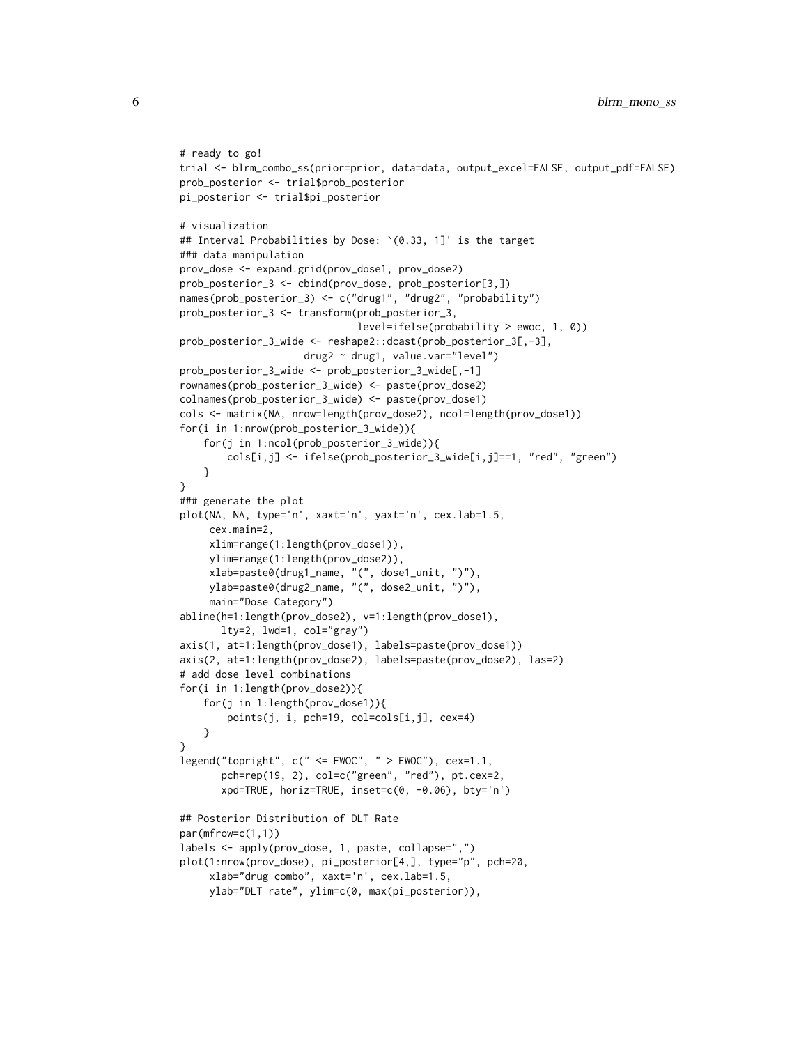```
# ready to go!
trial <- blrm_combo_ss(prior=prior, data=data, output_excel=FALSE, output_pdf=FALSE)
prob_posterior <- trial$prob_posterior
pi_posterior <- trial$pi_posterior

# visualization
## Interval Probabilities by Dose: `(0.33, 1]' is the target
### data manipulation
prov_dose <- expand.grid(prov_dose1, prov_dose2)
prob_posterior_3 <- cbind(prov_dose, prob_posterior[3,])
names(prob_posterior_3) <- c("drug1", "drug2", "probability")
prob_posterior_3 <- transform(prob_posterior_3,
                              level=ifelse(probability > ewoc, 1, 0))
prob_posterior_3_wide <- reshape2::dcast(prob_posterior_3[,-3],
                    drug2 ~ drug1, value.var="level")
prob_posterior_3_wide <- prob_posterior_3_wide[,-1]
rownames(prob_posterior_3_wide) <- paste(prov_dose2)
colnames(prob_posterior_3_wide) <- paste(prov_dose1)
cols <- matrix(NA, nrow=length(prov_dose2), ncol=length(prov_dose1))
for(i in 1:nrow(prob_posterior_3_wide)){
    for(j in 1:ncol(prob_posterior_3_wide)){
        cols[i,j] <- ifelse(prob_posterior_3_wide[i,j]==1, "red", "green")
    }
}
### generate the plot
plot(NA, NA, type='n', xaxt='n', yaxt='n', cex.lab=1.5,
     cex.main=2,
     xlim=range(1:length(prov_dose1)),
     ylim=range(1:length(prov_dose2)),
     xlab=paste0(drug1_name, "(", dose1_unit, ")"),
     ylab=paste0(drug2_name, "(", dose2_unit, ")"),
     main="Dose Category")
abline(h=1:length(prov_dose2), v=1:length(prov_dose1),
       lty=2, lwd=1, col="gray")
axis(1, at=1:length(prov_dose1), labels=paste(prov_dose1))
axis(2, at=1:length(prov_dose2), labels=paste(prov_dose2), las=2)
# add dose level combinations
for(i in 1:length(prov_dose2)){
    for(j in 1:length(prov_dose1)){
        points(j, i, pch=19, col=cols[i,j], cex=4)
    }
}
legend("topright", c(" <= EWOC", " > EWOC"), cex=1.1,
       pch=rep(19, 2), col=c("green", "red"), pt.cex=2,
       xpd=TRUE, horiz=TRUE, inset=c(0, -0.06), bty='n')

## Posterior Distribution of DLT Rate
par(mfrow=c(1,1))
labels <- apply(prov_dose, 1, paste, collapse=",")
plot(1:nrow(prov_dose), pi_posterior[4,], type="p", pch=20,
     xlab="drug combo", xaxt='n', cex.lab=1.5,
     ylab="DLT rate", ylim=c(0, max(pi_posterior)),
```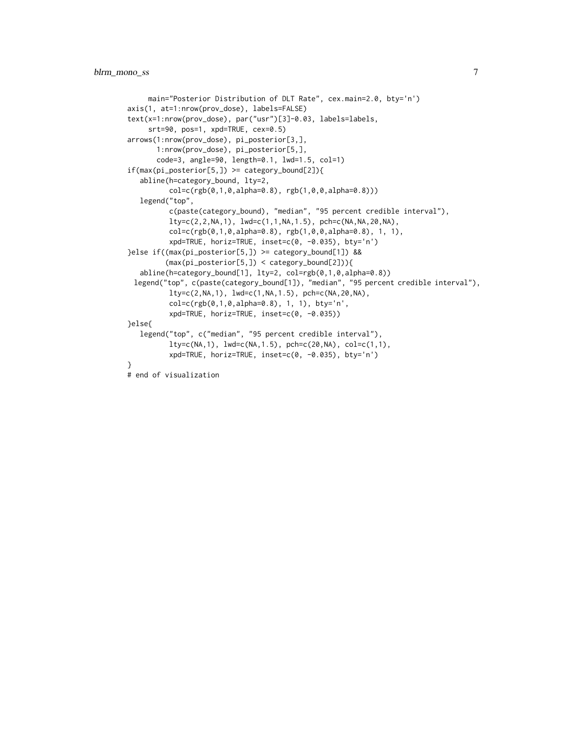```
     main="Posterior Distribution of DLT Rate", cex.main=2.0, bty='n')
axis(1, at=1:nrow(prov_dose), labels=FALSE)
text(x=1:nrow(prov_dose), par("usr")[3]-0.03, labels=labels,
     srt=90, pos=1, xpd=TRUE, cex=0.5)
arrows(1:nrow(prov_dose), pi_posterior[3,],
       1:nrow(prov_dose), pi_posterior[5,],
       code=3, angle=90, length=0.1, lwd=1.5, col=1)
if(max(pi_posterior[5,]) >= category_bound[2]){
   abline(h=category_bound, lty=2,
          col=c(rgb(0,1,0,alpha=0.8), rgb(1,0,0,alpha=0.8)))
   legend("top",
          c(paste(category_bound), "median", "95 percent credible interval"),
          lty=c(2,2,NA,1), lwd=c(1,1,NA,1.5), pch=c(NA,NA,20,NA),
          col=c(rgb(0,1,0,alpha=0.8), rgb(1,0,0,alpha=0.8), 1, 1),
          xpd=TRUE, horiz=TRUE, inset=c(0, -0.035), bty='n')
}else if((max(pi_posterior[5,]) >= category_bound[1]) &&
         (max(pi_posterior[5,]) < category_bound[2])){
   abline(h=category_bound[1], lty=2, col=rgb(0,1,0,alpha=0.8))
  legend("top", c(paste(category_bound[1]), "median", "95 percent credible interval"),
          lty=c(2,NA,1), lwd=c(1,NA,1.5), pch=c(NA,20,NA),
          col=c(rgb(0,1,0,alpha=0.8), 1, 1), bty='n',
          xpd=TRUE, horiz=TRUE, inset=c(0, -0.035))
}else{
   legend("top", c("median", "95 percent credible interval"),
          lty=c(NA,1), lwd=c(NA,1.5), pch=c(20,NA), col=c(1,1),
          xpd=TRUE, horiz=TRUE, inset=c(0, -0.035), bty='n')
}
# end of visualization
```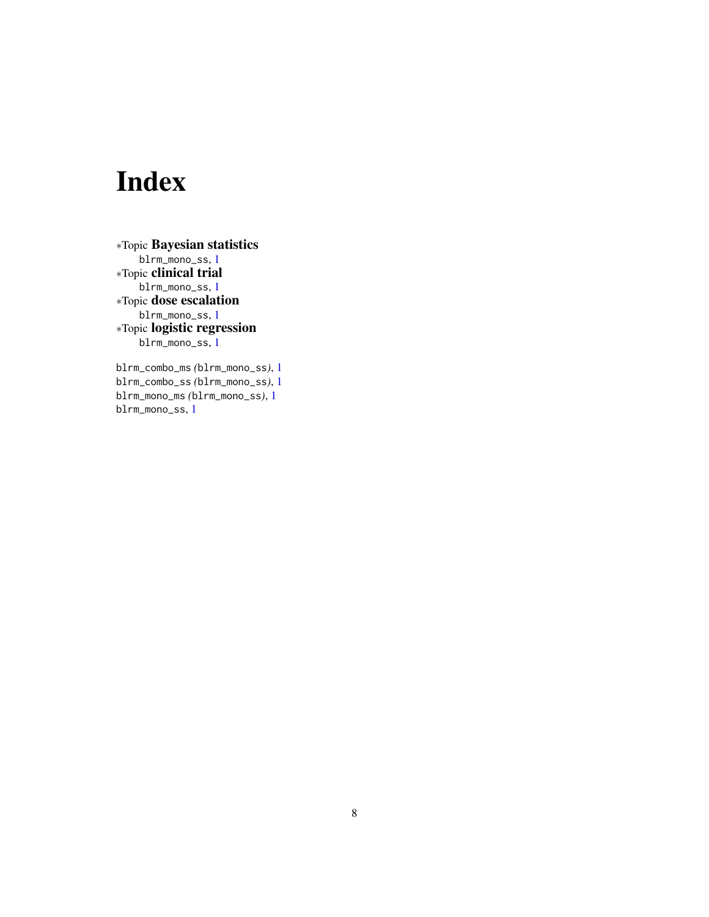# Index

*Topic **Bayesian statistics**
- blrm_mono_ss, 1

*Topic **clinical trial**
- blrm_mono_ss, 1

*Topic **dose escalation**
- blrm_mono_ss, 1

*Topic **logistic regression**
- blrm_mono_ss, 1

blrm_combo_ms *(*blrm_mono_ss*)*, 1
blrm_combo_ss *(*blrm_mono_ss*)*, 1
blrm_mono_ms *(*blrm_mono_ss*)*, 1
blrm_mono_ss, 1